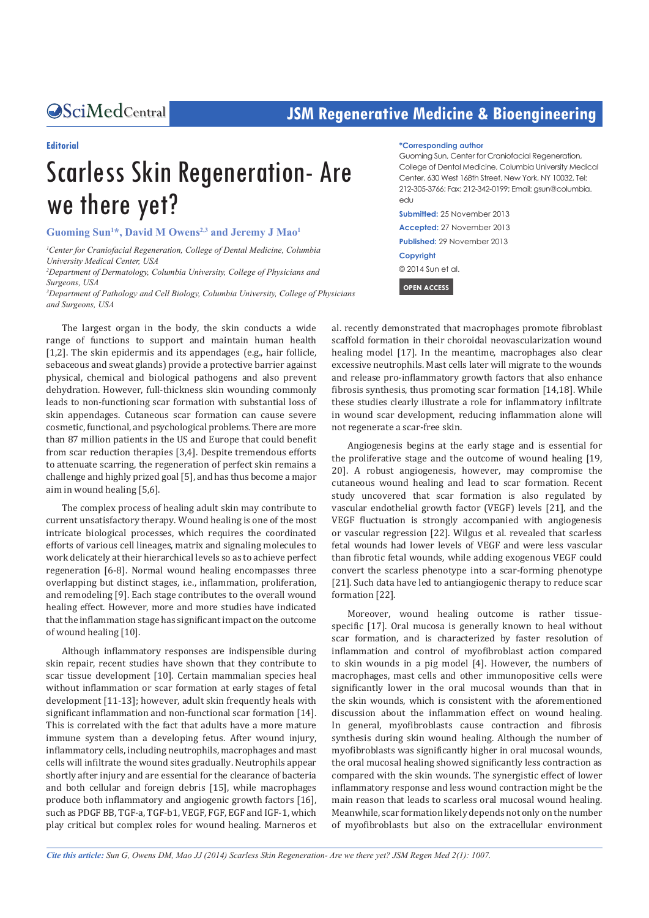**Editorial**

# Scarless Skin Regeneration- Are we there yet?

**Guoming Sun[1]*, David M Owens[2,3] and Jeremy J Mao[1]**

*[1]Center for Craniofacial Regeneration, College of Dental Medicine, Columbia University Medical Center, USA*
*[2]Department of Dermatology, Columbia University, College of Physicians and Surgeons, USA*
*[3]Department of Pathology and Cell Biology, Columbia University, College of Physicians and Surgeons, USA*

**\*Corresponding author**
Guoming Sun, Center for Craniofacial Regeneration, College of Dental Medicine, Columbia University Medical Center, 630 West 168th Street, New York, NY 10032, Tel: 212-305-3766; Fax: 212-342-0199; Email: gsun@columbia.edu

**Submitted:** 25 November 2013
**Accepted:** 27 November 2013
**Published:** 29 November 2013

**Copyright**
© 2014 Sun et al.

**OPEN ACCESS**

The largest organ in the body, the skin conducts a wide range of functions to support and maintain human health [1,2]. The skin epidermis and its appendages (e.g., hair follicle, sebaceous and sweat glands) provide a protective barrier against physical, chemical and biological pathogens and also prevent dehydration. However, full-thickness skin wounding commonly leads to non-functioning scar formation with substantial loss of skin appendages. Cutaneous scar formation can cause severe cosmetic, functional, and psychological problems. There are more than 87 million patients in the US and Europe that could benefit from scar reduction therapies [3,4]. Despite tremendous efforts to attenuate scarring, the regeneration of perfect skin remains a challenge and highly prized goal [5], and has thus become a major aim in wound healing [5,6].

The complex process of healing adult skin may contribute to current unsatisfactory therapy. Wound healing is one of the most intricate biological processes, which requires the coordinated efforts of various cell lineages, matrix and signaling molecules to work delicately at their hierarchical levels so as to achieve perfect regeneration [6-8]. Normal wound healing encompasses three overlapping but distinct stages, i.e., inflammation, proliferation, and remodeling [9]. Each stage contributes to the overall wound healing effect. However, more and more studies have indicated that the inflammation stage has significant impact on the outcome of wound healing [10].

Although inflammatory responses are indispensible during skin repair, recent studies have shown that they contribute to scar tissue development [10]. Certain mammalian species heal without inflammation or scar formation at early stages of fetal development [11-13]; however, adult skin frequently heals with significant inflammation and non-functional scar formation [14]. This is correlated with the fact that adults have a more mature immune system than a developing fetus. After wound injury, inflammatory cells, including neutrophils, macrophages and mast cells will infiltrate the wound sites gradually. Neutrophils appear shortly after injury and are essential for the clearance of bacteria and both cellular and foreign debris [15], while macrophages produce both inflammatory and angiogenic growth factors [16], such as PDGF BB, TGF-a, TGF-b1, VEGF, FGF, EGF and IGF-1, which play critical but complex roles for wound healing. Marneros et al. recently demonstrated that macrophages promote fibroblast scaffold formation in their choroidal neovascularization wound healing model [17]. In the meantime, macrophages also clear excessive neutrophils. Mast cells later will migrate to the wounds and release pro-inflammatory growth factors that also enhance fibrosis synthesis, thus promoting scar formation [14,18]. While these studies clearly illustrate a role for inflammatory infiltrate in wound scar development, reducing inflammation alone will not regenerate a scar-free skin.

Angiogenesis begins at the early stage and is essential for the proliferative stage and the outcome of wound healing [19, 20]. A robust angiogenesis, however, may compromise the cutaneous wound healing and lead to scar formation. Recent study uncovered that scar formation is also regulated by vascular endothelial growth factor (VEGF) levels [21], and the VEGF fluctuation is strongly accompanied with angiogenesis or vascular regression [22]. Wilgus et al. revealed that scarless fetal wounds had lower levels of VEGF and were less vascular than fibrotic fetal wounds, while adding exogenous VEGF could convert the scarless phenotype into a scar-forming phenotype [21]. Such data have led to antiangiogenic therapy to reduce scar formation [22].

Moreover, wound healing outcome is rather tissue-specific [17]. Oral mucosa is generally known to heal without scar formation, and is characterized by faster resolution of inflammation and control of myofibroblast action compared to skin wounds in a pig model [4]. However, the numbers of macrophages, mast cells and other immunopositive cells were significantly lower in the oral mucosal wounds than that in the skin wounds, which is consistent with the aforementioned discussion about the inflammation effect on wound healing. In general, myofibroblasts cause contraction and fibrosis synthesis during skin wound healing. Although the number of myofibroblasts was significantly higher in oral mucosal wounds, the oral mucosal healing showed significantly less contraction as compared with the skin wounds. The synergistic effect of lower inflammatory response and less wound contraction might be the main reason that leads to scarless oral mucosal wound healing. Meanwhile, scar formation likely depends not only on the number of myofibroblasts but also on the extracellular environment

*Cite this article: Sun G, Owens DM, Mao JJ (2014) Scarless Skin Regeneration- Are we there yet? JSM Regen Med 2(1): 1007.*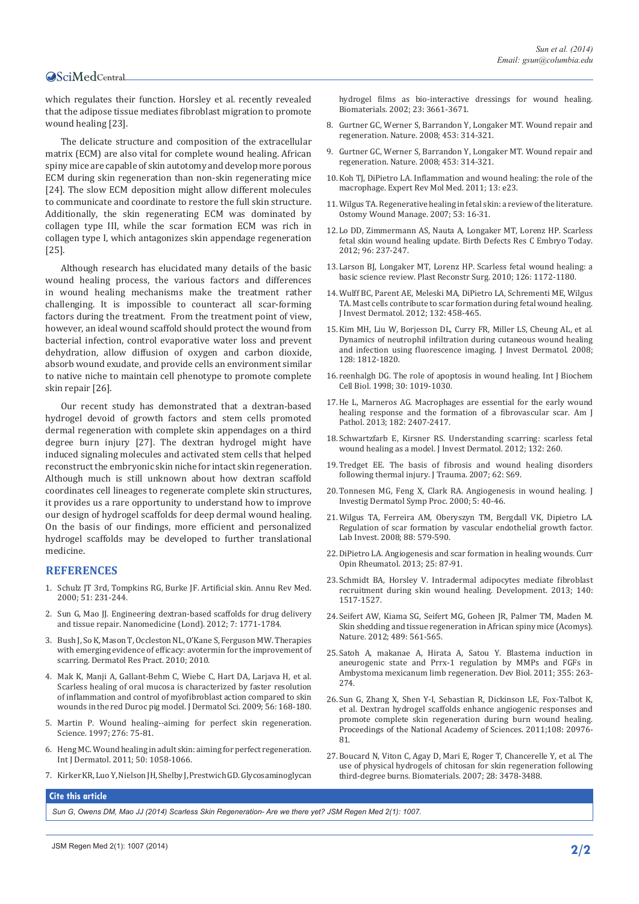which regulates their function. Horsley et al. recently revealed that the adipose tissue mediates fibroblast migration to promote wound healing [23].

The delicate structure and composition of the extracellular matrix (ECM) are also vital for complete wound healing. African spiny mice are capable of skin autotomy and develop more porous ECM during skin regeneration than non-skin regenerating mice [24]. The slow ECM deposition might allow different molecules to communicate and coordinate to restore the full skin structure. Additionally, the skin regenerating ECM was dominated by collagen type III, while the scar formation ECM was rich in collagen type I, which antagonizes skin appendage regeneration [25].

Although research has elucidated many details of the basic wound healing process, the various factors and differences in wound healing mechanisms make the treatment rather challenging. It is impossible to counteract all scar-forming factors during the treatment. From the treatment point of view, however, an ideal wound scaffold should protect the wound from bacterial infection, control evaporative water loss and prevent dehydration, allow diffusion of oxygen and carbon dioxide, absorb wound exudate, and provide cells an environment similar to native niche to maintain cell phenotype to promote complete skin repair [26].

Our recent study has demonstrated that a dextran-based hydrogel devoid of growth factors and stem cells promoted dermal regeneration with complete skin appendages on a third degree burn injury [27]. The dextran hydrogel might have induced signaling molecules and activated stem cells that helped reconstruct the embryonic skin niche for intact skin regeneration. Although much is still unknown about how dextran scaffold coordinates cell lineages to regenerate complete skin structures, it provides us a rare opportunity to understand how to improve our design of hydrogel scaffolds for deep dermal wound healing. On the basis of our findings, more efficient and personalized hydrogel scaffolds may be developed to further translational medicine.

## REFERENCES

1. Schulz JT 3rd, Tompkins RG, Burke JF. Artificial skin. Annu Rev Med. 2000; 51: 231-244.
2. Sun G, Mao JJ. Engineering dextran-based scaffolds for drug delivery and tissue repair. Nanomedicine (Lond). 2012; 7: 1771-1784.
3. Bush J, So K, Mason T, Occleston NL, O'Kane S, Ferguson MW. Therapies with emerging evidence of efficacy: avotermin for the improvement of scarring. Dermatol Res Pract. 2010; 2010.
4. Mak K, Manji A, Gallant-Behm C, Wiebe C, Hart DA, Larjava H, et al. Scarless healing of oral mucosa is characterized by faster resolution of inflammation and control of myofibroblast action compared to skin wounds in the red Duroc pig model. J Dermatol Sci. 2009; 56: 168-180.
5. Martin P. Wound healing--aiming for perfect skin regeneration. Science. 1997; 276: 75-81.
6. Heng MC. Wound healing in adult skin: aiming for perfect regeneration. Int J Dermatol. 2011; 50: 1058-1066.
7. Kirker KR, Luo Y, Nielson JH, Shelby J, Prestwich GD. Glycosaminoglycan hydrogel films as bio-interactive dressings for wound healing. Biomaterials. 2002; 23: 3661-3671.
8. Gurtner GC, Werner S, Barrandon Y, Longaker MT. Wound repair and regeneration. Nature. 2008; 453: 314-321.
9. Gurtner GC, Werner S, Barrandon Y, Longaker MT. Wound repair and regeneration. Nature. 2008; 453: 314-321.
10. Koh TJ, DiPietro LA. Inflammation and wound healing: the role of the macrophage. Expert Rev Mol Med. 2011; 13: e23.
11. Wilgus TA. Regenerative healing in fetal skin: a review of the literature. Ostomy Wound Manage. 2007; 53: 16-31.
12. Lo DD, Zimmermann AS, Nauta A, Longaker MT, Lorenz HP. Scarless fetal skin wound healing update. Birth Defects Res C Embryo Today. 2012; 96: 237-247.
13. Larson BJ, Longaker MT, Lorenz HP. Scarless fetal wound healing: a basic science review. Plast Reconstr Surg. 2010; 126: 1172-1180.
14. Wulff BC, Parent AE, Meleski MA, DiPietro LA, Schrementi ME, Wilgus TA. Mast cells contribute to scar formation during fetal wound healing. J Invest Dermatol. 2012; 132: 458-465.
15. Kim MH, Liu W, Borjesson DL, Curry FR, Miller LS, Cheung AL, et al. Dynamics of neutrophil infiltration during cutaneous wound healing and infection using fluorescence imaging. J Invest Dermatol. 2008; 128: 1812-1820.
16. reenhalgh DG. The role of apoptosis in wound healing. Int J Biochem Cell Biol. 1998; 30: 1019-1030.
17. He L, Marneros AG. Macrophages are essential for the early wound healing response and the formation of a fibrovascular scar. Am J Pathol. 2013; 182: 2407-2417.
18. Schwartzfarb E, Kirsner RS. Understanding scarring: scarless fetal wound healing as a model. J Invest Dermatol. 2012; 132: 260.
19. Tredget EE. The basis of fibrosis and wound healing disorders following thermal injury. J Trauma. 2007; 62: S69.
20. Tonnesen MG, Feng X, Clark RA. Angiogenesis in wound healing. J Investig Dermatol Symp Proc. 2000; 5: 40-46.
21. Wilgus TA, Ferreira AM, Oberyszyn TM, Bergdall VK, Dipietro LA. Regulation of scar formation by vascular endothelial growth factor. Lab Invest. 2008; 88: 579-590.
22. DiPietro LA. Angiogenesis and scar formation in healing wounds. Curr Opin Rheumatol. 2013; 25: 87-91.
23. Schmidt BA, Horsley V. Intradermal adipocytes mediate fibroblast recruitment during skin wound healing. Development. 2013; 140: 1517-1527.
24. Seifert AW, Kiama SG, Seifert MG, Goheen JR, Palmer TM, Maden M. Skin shedding and tissue regeneration in African spiny mice (Acomys). Nature. 2012; 489: 561-565.
25. Satoh A, makanae A, Hirata A, Satou Y. Blastema induction in aneurogenic state and Prrx-1 regulation by MMPs and FGFs in Ambystoma mexicanum limb regeneration. Dev Biol. 2011; 355: 263-274.
26. Sun G, Zhang X, Shen Y-I, Sebastian R, Dickinson LE, Fox-Talbot K, et al. Dextran hydrogel scaffolds enhance angiogenic responses and promote complete skin regeneration during burn wound healing. Proceedings of the National Academy of Sciences. 2011;108: 20976-81.
27. Boucard N, Viton C, Agay D, Mari E, Roger T, Chancerelle Y, et al. The use of physical hydrogels of chitosan for skin regeneration following third-degree burns. Biomaterials. 2007; 28: 3478-3488.

**Cite this article**

*Sun G, Owens DM, Mao JJ (2014) Scarless Skin Regeneration- Are we there yet? JSM Regen Med 2(1): 1007.*